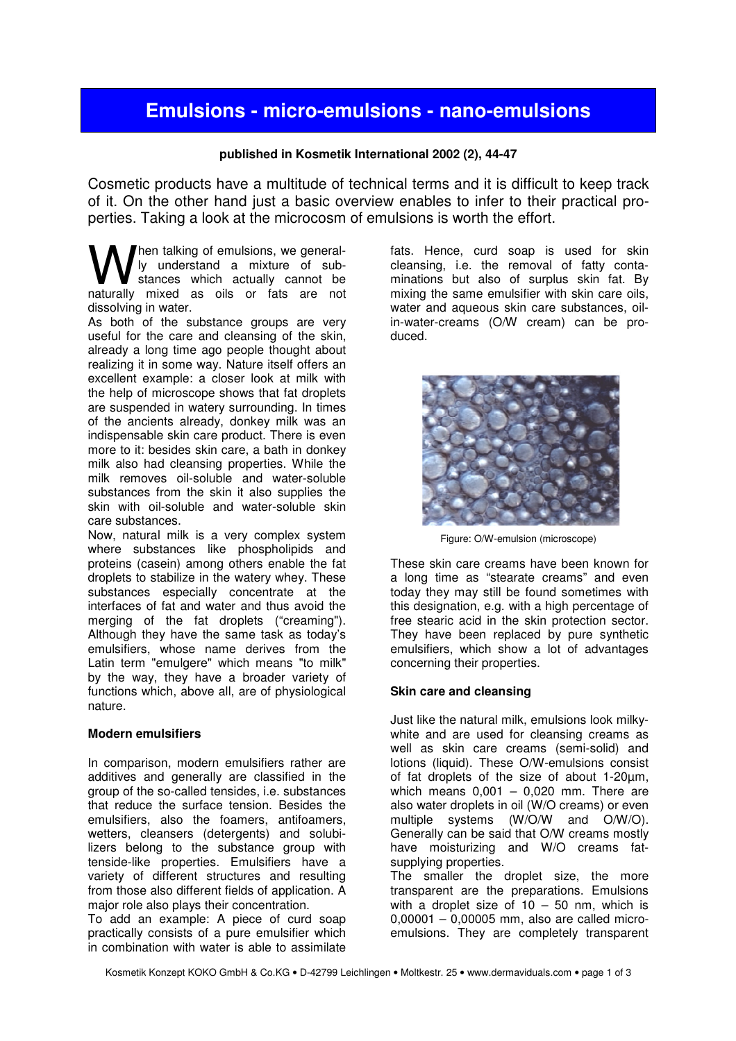# Emulsions - micro-emulsions - nano-emulsions

**published in Kosmetik International 2002 (2), 44-47**

Cosmetic products have a multitude of technical terms and it is difficult to keep track of it. On the other hand just a basic overview enables to infer to their practical properties. Taking a look at the microcosm of emulsions is worth the effort.

When talking of emulsions, we generally understand a mixture of substances which actually cannot be naturally mixed as oils or fats are not dissolving in water.

As both of the substance groups are very useful for the care and cleansing of the skin, already a long time ago people thought about realizing it in some way. Nature itself offers an excellent example: a closer look at milk with the help of microscope shows that fat droplets are suspended in watery surrounding. In times of the ancients already, donkey milk was an indispensable skin care product. There is even more to it: besides skin care, a bath in donkey milk also had cleansing properties. While the milk removes oil-soluble and water-soluble substances from the skin it also supplies the skin with oil-soluble and water-soluble skin care substances.

Now, natural milk is a very complex system where substances like phospholipids and proteins (casein) among others enable the fat droplets to stabilize in the watery whey. These substances especially concentrate at the interfaces of fat and water and thus avoid the merging of the fat droplets ("creaming"). Although they have the same task as today's emulsifiers, whose name derives from the Latin term "emulgere" which means "to milk" by the way, they have a broader variety of functions which, above all, are of physiological nature.

### Modern emulsifiers

In comparison, modern emulsifiers rather are additives and generally are classified in the group of the so-called tensides, i.e. substances that reduce the surface tension. Besides the emulsifiers, also the foamers, antifoamers, wetters, cleansers (detergents) and solubilizers belong to the substance group with tenside-like properties. Emulsifiers have a variety of different structures and resulting from those also different fields of application. A major role also plays their concentration.

To add an example: A piece of curd soap practically consists of a pure emulsifier which in combination with water is able to assimilate fats. Hence, curd soap is used for skin cleansing, i.e. the removal of fatty contaminations but also of surplus skin fat. By mixing the same emulsifier with skin care oils, water and aqueous skin care substances, oil-in-water-creams (O/W cream) can be produced.

Figure: O/W-emulsion (microscope)

These skin care creams have been known for a long time as "stearate creams" and even today they may still be found sometimes with this designation, e.g. with a high percentage of free stearic acid in the skin protection sector. They have been replaced by pure synthetic emulsifiers, which show a lot of advantages concerning their properties.

### Skin care and cleansing

Just like the natural milk, emulsions look milky-white and are used for cleansing creams as well as skin care creams (semi-solid) and lotions (liquid). These O/W-emulsions consist of fat droplets of the size of about 1-20µm, which means 0,001 – 0,020 mm. There are also water droplets in oil (W/O creams) or even multiple systems (W/O/W and O/W/O). Generally can be said that O/W creams mostly have moisturizing and W/O creams fat-supplying properties.

The smaller the droplet size, the more transparent are the preparations. Emulsions with a droplet size of 10 – 50 nm, which is 0,00001 – 0,00005 mm, also are called micro-emulsions. They are completely transparent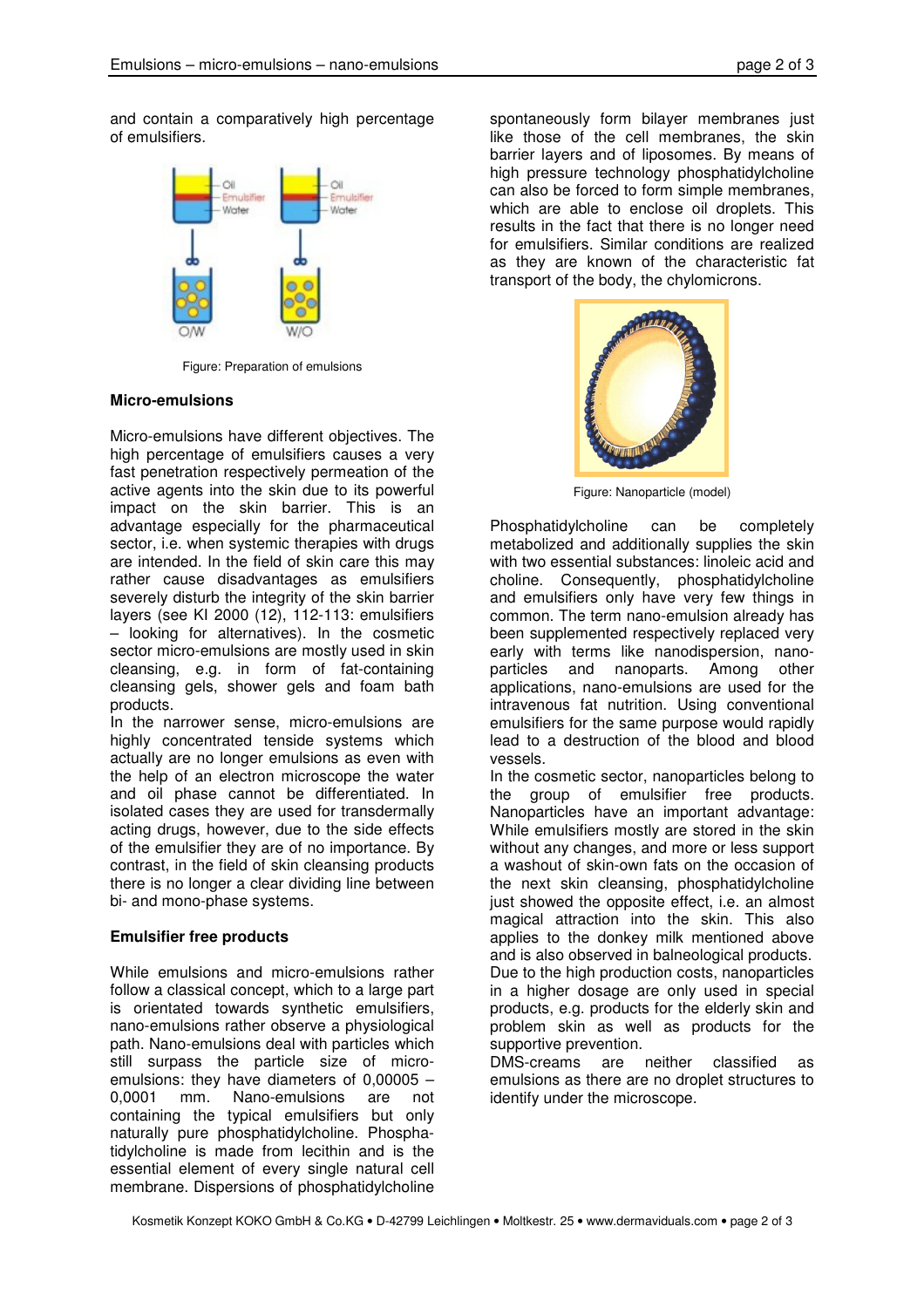and contain a comparatively high percentage of emulsifiers.

Figure: Preparation of emulsions

### Micro-emulsions

Micro-emulsions have different objectives. The high percentage of emulsifiers causes a very fast penetration respectively permeation of the active agents into the skin due to its powerful impact on the skin barrier. This is an advantage especially for the pharmaceutical sector, i.e. when systemic therapies with drugs are intended. In the field of skin care this may rather cause disadvantages as emulsifiers severely disturb the integrity of the skin barrier layers (see KI 2000 (12), 112-113: emulsifiers – looking for alternatives). In the cosmetic sector micro-emulsions are mostly used in skin cleansing, e.g. in form of fat-containing cleansing gels, shower gels and foam bath products.

In the narrower sense, micro-emulsions are highly concentrated tenside systems which actually are no longer emulsions as even with the help of an electron microscope the water and oil phase cannot be differentiated. In isolated cases they are used for transdermally acting drugs, however, due to the side effects of the emulsifier they are of no importance. By contrast, in the field of skin cleansing products there is no longer a clear dividing line between bi- and mono-phase systems.

### Emulsifier free products

While emulsions and micro-emulsions rather follow a classical concept, which to a large part is orientated towards synthetic emulsifiers, nano-emulsions rather observe a physiological path. Nano-emulsions deal with particles which still surpass the particle size of micro-emulsions: they have diameters of 0,00005 – 0,0001 mm. Nano-emulsions are not containing the typical emulsifiers but only naturally pure phosphatidylcholine. Phosphatidylcholine is made from lecithin and is the essential element of every single natural cell membrane. Dispersions of phosphatidylcholine spontaneously form bilayer membranes just like those of the cell membranes, the skin barrier layers and of liposomes. By means of high pressure technology phosphatidylcholine can also be forced to form simple membranes, which are able to enclose oil droplets. This results in the fact that there is no longer need for emulsifiers. Similar conditions are realized as they are known of the characteristic fat transport of the body, the chylomicrons.

Figure: Nanoparticle (model)

Phosphatidylcholine can be completely metabolized and additionally supplies the skin with two essential substances: linoleic acid and choline. Consequently, phosphatidylcholine and emulsifiers only have very few things in common. The term nano-emulsion already has been supplemented respectively replaced very early with terms like nanodispersion, nanoparticles and nanoparts. Among other applications, nano-emulsions are used for the intravenous fat nutrition. Using conventional emulsifiers for the same purpose would rapidly lead to a destruction of the blood and blood vessels.

In the cosmetic sector, nanoparticles belong to the group of emulsifier free products. Nanoparticles have an important advantage: While emulsifiers mostly are stored in the skin without any changes, and more or less support a washout of skin-own fats on the occasion of the next skin cleansing, phosphatidylcholine just showed the opposite effect, i.e. an almost magical attraction into the skin. This also applies to the donkey milk mentioned above and is also observed in balneological products. Due to the high production costs, nanoparticles in a higher dosage are only used in special products, e.g. products for the elderly skin and problem skin as well as products for the supportive prevention.

DMS-creams are neither classified as emulsions as there are no droplet structures to identify under the microscope.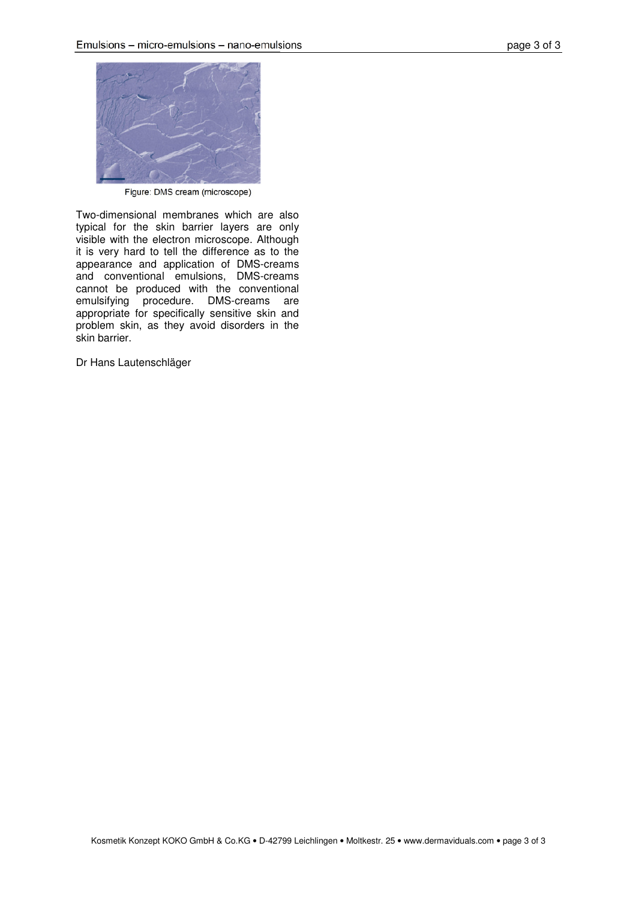Figure: DMS cream (microscope)

Two-dimensional membranes which are also typical for the skin barrier layers are only visible with the electron microscope. Although it is very hard to tell the difference as to the appearance and application of DMS-creams and conventional emulsions, DMS-creams cannot be produced with the conventional emulsifying procedure. DMS-creams are appropriate for specifically sensitive skin and problem skin, as they avoid disorders in the skin barrier.

Dr Hans Lautenschläger